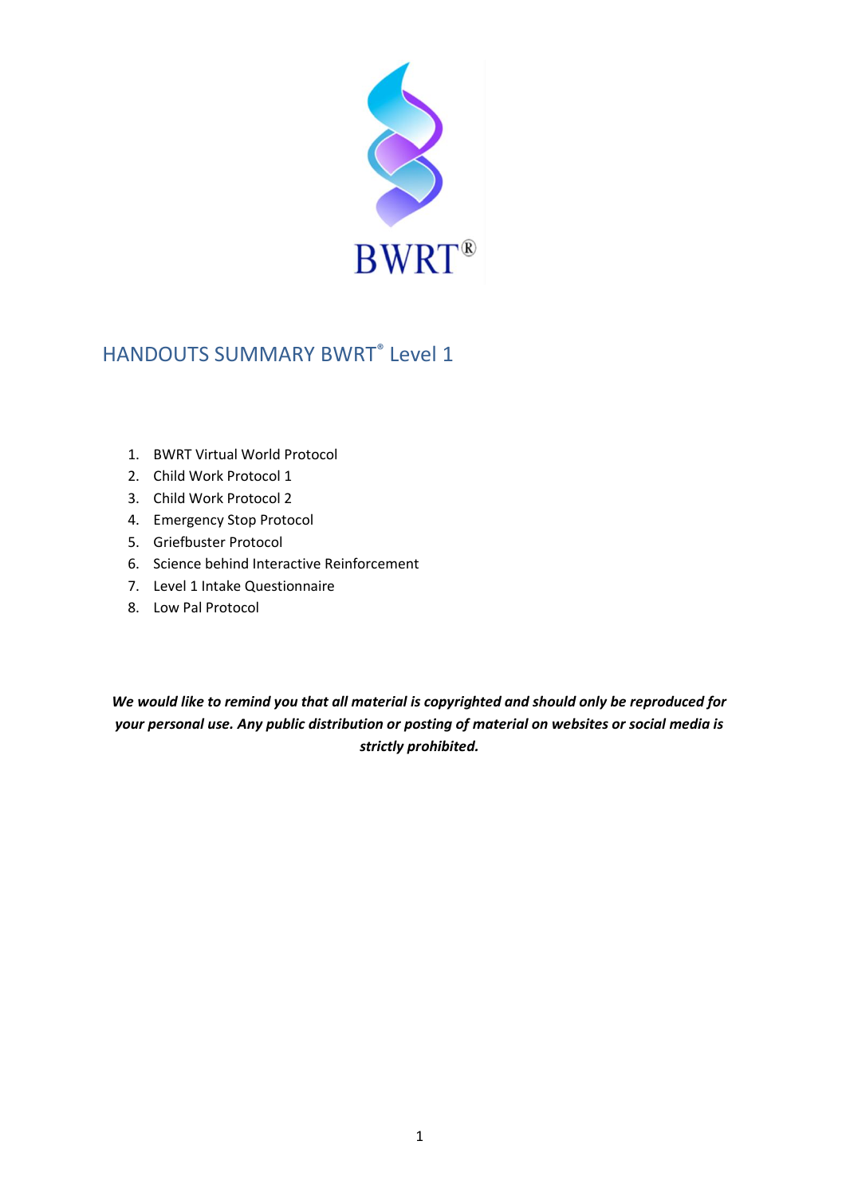BWRT®

# HANDOUTS SUMMARY BWRT® Level 1

1. BWRT Virtual World Protocol
2. Child Work Protocol 1
3. Child Work Protocol 2
4. Emergency Stop Protocol
5. Griefbuster Protocol
6. Science behind Interactive Reinforcement
7. Level 1 Intake Questionnaire
8. Low Pal Protocol

***We would like to remind you that all material is copyrighted and should only be reproduced for your personal use. Any public distribution or posting of material on websites or social media is strictly prohibited.***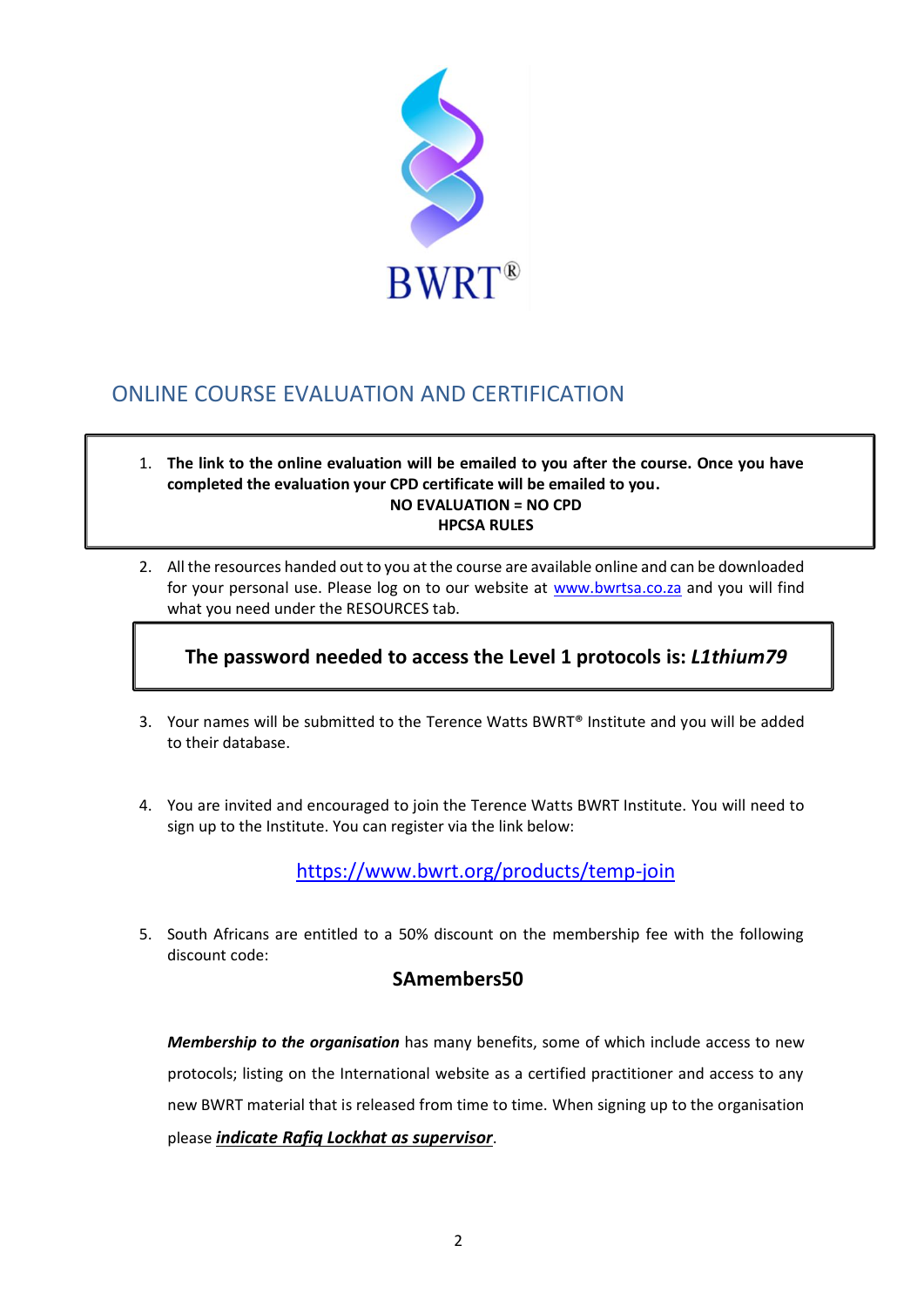BWRT®

## ONLINE COURSE EVALUATION AND CERTIFICATION

1. **The link to the online evaluation will be emailed to you after the course. Once you have completed the evaluation your CPD certificate will be emailed to you.**

   **NO EVALUATION = NO CPD**

   **HPCSA RULES**

2. All the resources handed out to you at the course are available online and can be downloaded for your personal use. Please log on to our website at www.bwrtsa.co.za and you will find what you need under the RESOURCES tab.

**The password needed to access the Level 1 protocols is: *L1thium79***

3. Your names will be submitted to the Terence Watts BWRT® Institute and you will be added to their database.

4. You are invited and encouraged to join the Terence Watts BWRT Institute. You will need to sign up to the Institute. You can register via the link below:

   https://www.bwrt.org/products/temp-join

5. South Africans are entitled to a 50% discount on the membership fee with the following discount code:

   **SAmembers50**

   ***Membership to the organisation*** has many benefits, some of which include access to new protocols; listing on the International website as a certified practitioner and access to any new BWRT material that is released from time to time. When signing up to the organisation please ***indicate Rafiq Lockhat as supervisor***.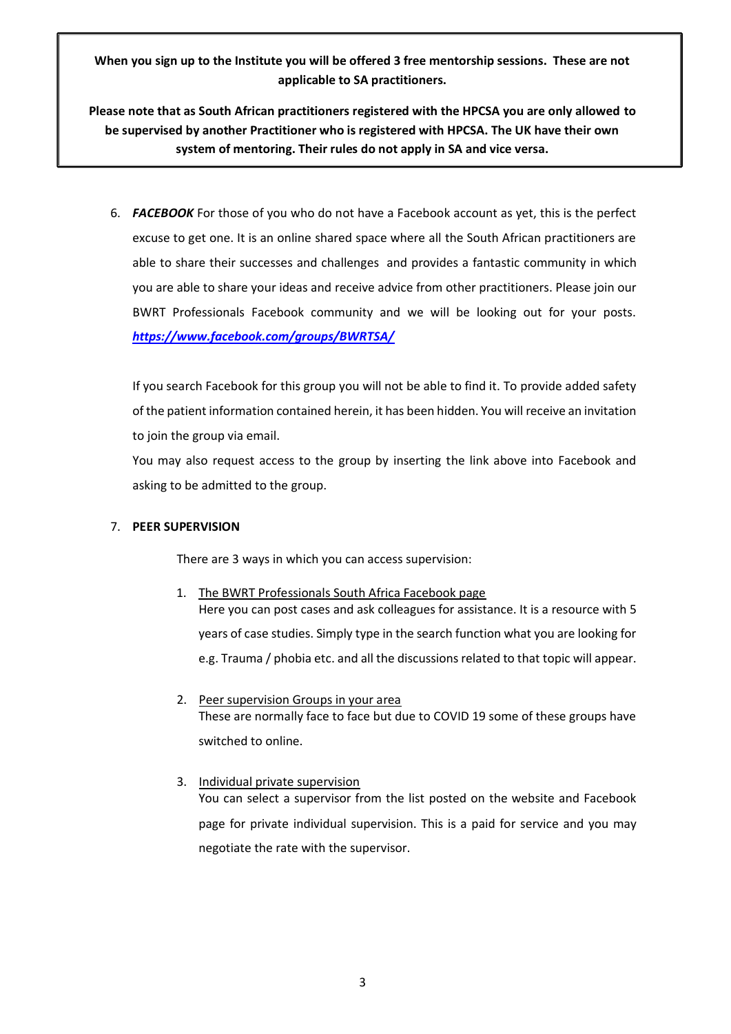**When you sign up to the Institute you will be offered 3 free mentorship sessions. These are not applicable to SA practitioners.**

**Please note that as South African practitioners registered with the HPCSA you are only allowed to be supervised by another Practitioner who is registered with HPCSA. The UK have their own system of mentoring. Their rules do not apply in SA and vice versa.**

6. ***FACEBOOK*** For those of you who do not have a Facebook account as yet, this is the perfect excuse to get one. It is an online shared space where all the South African practitioners are able to share their successes and challenges and provides a fantastic community in which you are able to share your ideas and receive advice from other practitioners. Please join our BWRT Professionals Facebook community and we will be looking out for your posts. ***https://www.facebook.com/groups/BWRTSA/***

   If you search Facebook for this group you will not be able to find it. To provide added safety of the patient information contained herein, it has been hidden. You will receive an invitation to join the group via email.

   You may also request access to the group by inserting the link above into Facebook and asking to be admitted to the group.

7. **PEER SUPERVISION**

   There are 3 ways in which you can access supervision:

   1. The BWRT Professionals South Africa Facebook page
      Here you can post cases and ask colleagues for assistance. It is a resource with 5 years of case studies. Simply type in the search function what you are looking for e.g. Trauma / phobia etc. and all the discussions related to that topic will appear.

   2. Peer supervision Groups in your area
      These are normally face to face but due to COVID 19 some of these groups have switched to online.

   3. Individual private supervision
      You can select a supervisor from the list posted on the website and Facebook page for private individual supervision. This is a paid for service and you may negotiate the rate with the supervisor.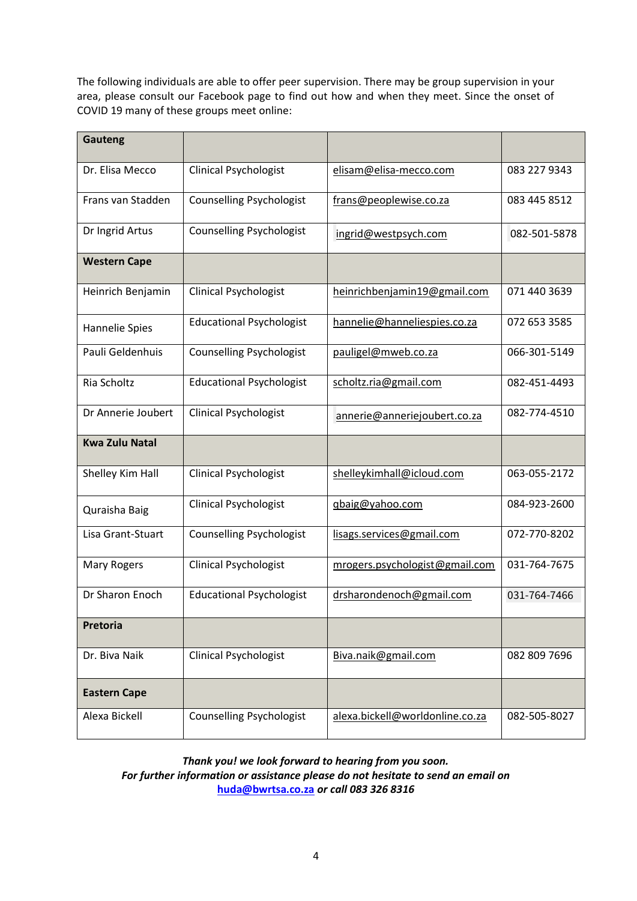The following individuals are able to offer peer supervision. There may be group supervision in your area, please consult our Facebook page to find out how and when they meet. Since the onset of COVID 19 many of these groups meet online:

| | | | |
|---|---|---|---|
| **Gauteng** | | | |
| Dr. Elisa Mecco | Clinical Psychologist | elisam@elisa-mecco.com | 083 227 9343 |
| Frans van Stadden | Counselling Psychologist | frans@peoplewise.co.za | 083 445 8512 |
| Dr Ingrid Artus | Counselling Psychologist | ingrid@westpsych.com | 082-501-5878 |
| **Western Cape** | | | |
| Heinrich Benjamin | Clinical Psychologist | heinrichbenjamin19@gmail.com | 071 440 3639 |
| Hannelie Spies | Educational Psychologist | hannelie@hanneliespies.co.za | 072 653 3585 |
| Pauli Geldenhuis | Counselling Psychologist | pauligel@mweb.co.za | 066-301-5149 |
| Ria Scholtz | Educational Psychologist | scholtz.ria@gmail.com | 082-451-4493 |
| Dr Annerie Joubert | Clinical Psychologist | annerie@anneriejoubert.co.za | 082-774-4510 |
| **Kwa Zulu Natal** | | | |
| Shelley Kim Hall | Clinical Psychologist | shelleykimhall@icloud.com | 063-055-2172 |
| Quraisha Baig | Clinical Psychologist | qbaig@yahoo.com | 084-923-2600 |
| Lisa Grant-Stuart | Counselling Psychologist | lisags.services@gmail.com | 072-770-8202 |
| Mary Rogers | Clinical Psychologist | mrogers.psychologist@gmail.com | 031-764-7675 |
| Dr Sharon Enoch | Educational Psychologist | drsharondenoch@gmail.com | 031-764-7466 |
| **Pretoria** | | | |
| Dr. Biva Naik | Clinical Psychologist | Biva.naik@gmail.com | 082 809 7696 |
| **Eastern Cape** | | | |
| Alexa Bickell | Counselling Psychologist | alexa.bickell@worldonline.co.za | 082-505-8027 |

***Thank you! we look forward to hearing from you soon.***
***For further information or assistance please do not hesitate to send an email on huda@bwrtsa.co.za or call 083 326 8316***